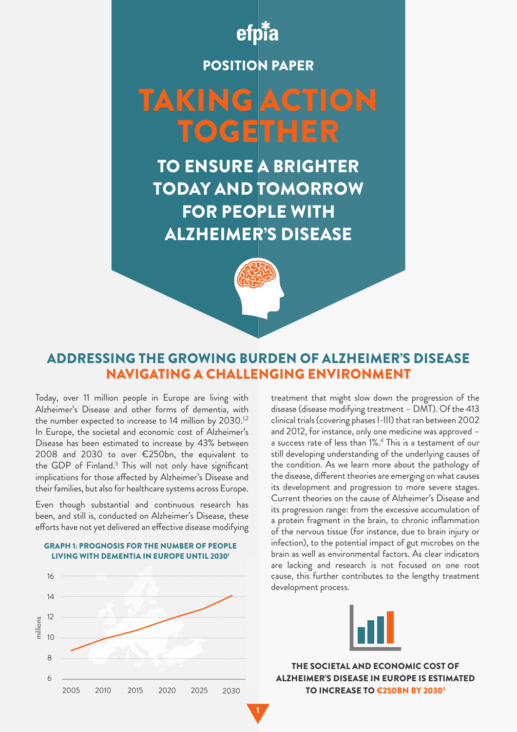efpia

POSITION PAPER

# TAKING ACTION TOGETHER

## TO ENSURE A BRIGHTER TODAY AND TOMORROW FOR PEOPLE WITH ALZHEIMER'S DISEASE

## ADDRESSING THE GROWING BURDEN OF ALZHEIMER'S DISEASE NAVIGATING A CHALLENGING ENVIRONMENT

Today, over 11 million people in Europe are living with Alzheimer's Disease and other forms of dementia, with the number expected to increase to 14 million by 2030.[1,2] In Europe, the societal and economic cost of Alzheimer's Disease has been estimated to increase by 43% between 2008 and 2030 to over €250bn, the equivalent to the GDP of Finland.[3] This will not only have significant implications for those affected by Alzheimer's Disease and their families, but also for healthcare systems across Europe.

Even though substantial and continuous research has been, and still is, conducted on Alzheimer's Disease, these efforts have not yet delivered an effective disease modifying treatment that might slow down the progression of the disease (disease modifying treatment – DMT). Of the 413 clinical trials (covering phases I-III) that ran between 2002 and 2012, for instance, only one medicine was approved – a success rate of less than 1%.[4] This is a testament of our still developing understanding of the underlying causes of the condition. As we learn more about the pathology of the disease, different theories are emerging on what causes its development and progression to more severe stages. Current theories on the cause of Alzheimer's Disease and its progression range: from the excessive accumulation of a protein fragment in the brain, to chronic inflammation of the nervous tissue (for instance, due to brain injury or infection), to the potential impact of gut microbes on the brain as well as environmental factors. As clear indicators are lacking and research is not focused on one root cause, this further contributes to the lengthy treatment development process.

**GRAPH 1: PROGNOSIS FOR THE NUMBER OF PEOPLE LIVING WITH DEMENTIA IN EUROPE UNTIL 2030[1]**

| Year | Millions (approx.) |
|---|---|
| 2005 | 8.8 |
| 2010 | 9.9 |
| 2015 | 10.7 |
| 2020 | 11.8 |
| 2025 | 12.8 |
| 2030 | 14.1 |

**THE SOCIETAL AND ECONOMIC COST OF ALZHEIMER'S DISEASE IN EUROPE IS ESTIMATED TO INCREASE TO €250BN BY 2030[3]**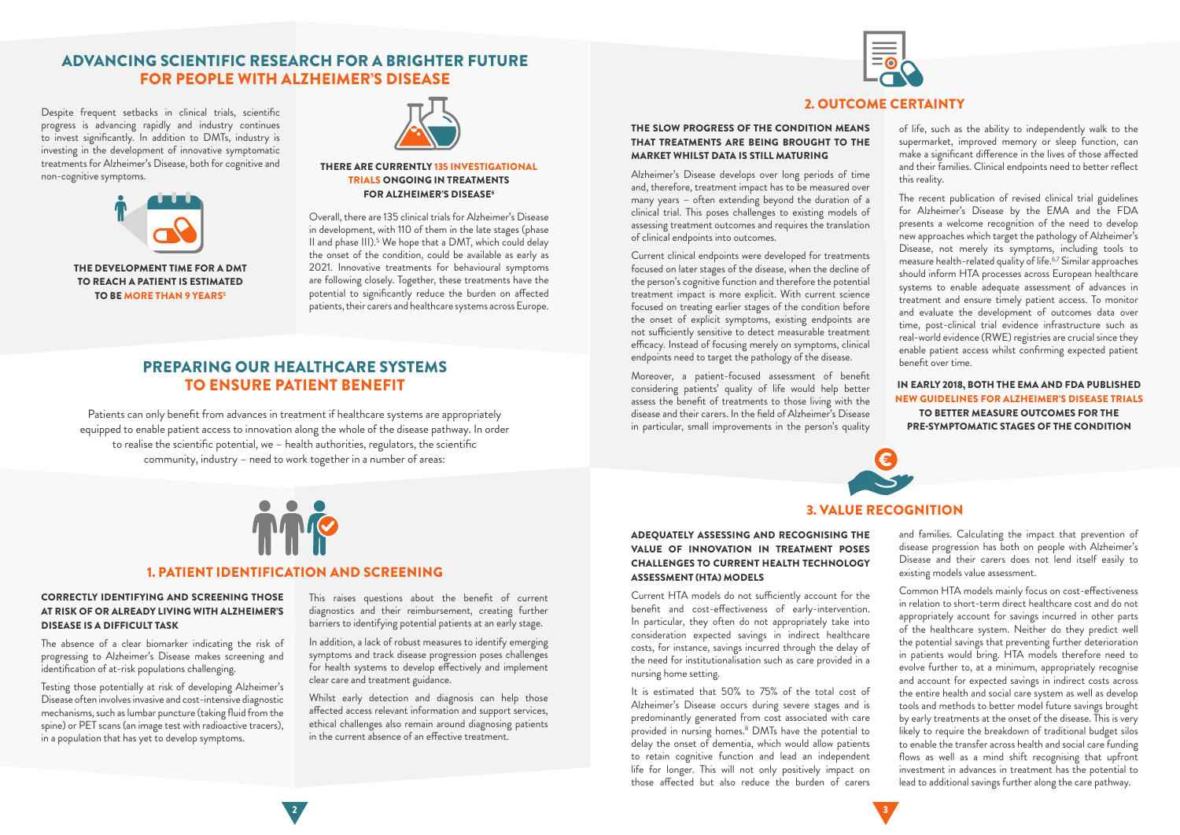# ADVANCING SCIENTIFIC RESEARCH FOR A BRIGHTER FUTURE FOR PEOPLE WITH ALZHEIMER'S DISEASE

Despite frequent setbacks in clinical trials, scientific progress is advancing rapidly and industry continues to invest significantly. In addition to DMTs, industry is investing in the development of innovative symptomatic treatments for Alzheimer's Disease, both for cognitive and non-cognitive symptoms.

**THE DEVELOPMENT TIME FOR A DMT TO REACH A PATIENT IS ESTIMATED TO BE MORE THAN 9 YEARS[5]**

**THERE ARE CURRENTLY 135 INVESTIGATIONAL TRIALS ONGOING IN TREATMENTS FOR ALZHEIMER'S DISEASE[6]**

Overall, there are 135 clinical trials for Alzheimer's Disease in development, with 110 of them in the late stages (phase II and phase III).[5] We hope that a DMT, which could delay the onset of the condition, could be available as early as 2021. Innovative treatments for behavioural symptoms are following closely. Together, these treatments have the potential to significantly reduce the burden on affected patients, their carers and healthcare systems across Europe.

# PREPARING OUR HEALTHCARE SYSTEMS TO ENSURE PATIENT BENEFIT

Patients can only benefit from advances in treatment if healthcare systems are appropriately equipped to enable patient access to innovation along the whole of the disease pathway. In order to realise the scientific potential, we – health authorities, regulators, the scientific community, industry – need to work together in a number of areas:

## 1. PATIENT IDENTIFICATION AND SCREENING

**CORRECTLY IDENTIFYING AND SCREENING THOSE AT RISK OF OR ALREADY LIVING WITH ALZHEIMER'S DISEASE IS A DIFFICULT TASK**

The absence of a clear biomarker indicating the risk of progressing to Alzheimer's Disease makes screening and identification of at-risk populations challenging.

Testing those potentially at risk of developing Alzheimer's Disease often involves invasive and cost-intensive diagnostic mechanisms, such as lumbar puncture (taking fluid from the spine) or PET scans (an image test with radioactive tracers), in a population that has yet to develop symptoms.

This raises questions about the benefit of current diagnostics and their reimbursement, creating further barriers to identifying potential patients at an early stage.

In addition, a lack of robust measures to identify emerging symptoms and track disease progression poses challenges for health systems to develop effectively and implement clear care and treatment guidance.

Whilst early detection and diagnosis can help those affected access relevant information and support services, ethical challenges also remain around diagnosing patients in the current absence of an effective treatment.

## 2. OUTCOME CERTAINTY

**THE SLOW PROGRESS OF THE CONDITION MEANS THAT TREATMENTS ARE BEING BROUGHT TO THE MARKET WHILST DATA IS STILL MATURING**

Alzheimer's Disease develops over long periods of time and, therefore, treatment impact has to be measured over many years – often extending beyond the duration of a clinical trial. This poses challenges to existing models of assessing treatment outcomes and requires the translation of clinical endpoints into outcomes.

Current clinical endpoints were developed for treatments focused on later stages of the disease, when the decline of the person's cognitive function and therefore the potential treatment impact is more explicit. With current science focused on treating earlier stages of the condition before the onset of explicit symptoms, existing endpoints are not sufficiently sensitive to detect measurable treatment efficacy. Instead of focusing merely on symptoms, clinical endpoints need to target the pathology of the disease.

Moreover, a patient-focused assessment of benefit considering patients' quality of life would help better assess the benefit of treatments to those living with the disease and their carers. In the field of Alzheimer's Disease in particular, small improvements in the person's quality of life, such as the ability to independently walk to the supermarket, improved memory or sleep function, can make a significant difference in the lives of those affected and their families. Clinical endpoints need to better reflect this reality.

The recent publication of revised clinical trial guidelines for Alzheimer's Disease by the EMA and the FDA presents a welcome recognition of the need to develop new approaches which target the pathology of Alzheimer's Disease, not merely its symptoms, including tools to measure health-related quality of life.[6,7] Similar approaches should inform HTA processes across European healthcare systems to enable adequate assessment of advances in treatment and ensure timely patient access. To monitor and evaluate the development of outcomes data over time, post-clinical trial evidence infrastructure such as real-world evidence (RWE) registries are crucial since they enable patient access whilst confirming expected patient benefit over time.

**IN EARLY 2018, BOTH THE EMA AND FDA PUBLISHED NEW GUIDELINES FOR ALZHEIMER'S DISEASE TRIALS TO BETTER MEASURE OUTCOMES FOR THE PRE-SYMPTOMATIC STAGES OF THE CONDITION**

## 3. VALUE RECOGNITION

**ADEQUATELY ASSESSING AND RECOGNISING THE VALUE OF INNOVATION IN TREATMENT POSES CHALLENGES TO CURRENT HEALTH TECHNOLOGY ASSESSMENT (HTA) MODELS**

Current HTA models do not sufficiently account for the benefit and cost-effectiveness of early-intervention. In particular, they often do not appropriately take into consideration expected savings in indirect healthcare costs, for instance, savings incurred through the delay of the need for institutionalisation such as care provided in a nursing home setting.

It is estimated that 50% to 75% of the total cost of Alzheimer's Disease occurs during severe stages and is predominantly generated from cost associated with care provided in nursing homes.[8] DMTs have the potential to delay the onset of dementia, which would allow patients to retain cognitive function and lead an independent life for longer. This will not only positively impact on those affected but also reduce the burden of carers and families. Calculating the impact that prevention of disease progression has both on people with Alzheimer's Disease and their carers does not lend itself easily to existing models value assessment.

Common HTA models mainly focus on cost-effectiveness in relation to short-term direct healthcare cost and do not appropriately account for savings incurred in other parts of the healthcare system. Neither do they predict well the potential savings that preventing further deterioration in patients would bring. HTA models therefore need to evolve further to, at a minimum, appropriately recognise and account for expected savings in indirect costs across the entire health and social care system as well as develop tools and methods to better model future savings brought by early treatments at the onset of the disease. This is very likely to require the breakdown of traditional budget silos to enable the transfer across health and social care funding flows as well as a mind shift recognising that upfront investment in advances in treatment has the potential to lead to additional savings further along the care pathway.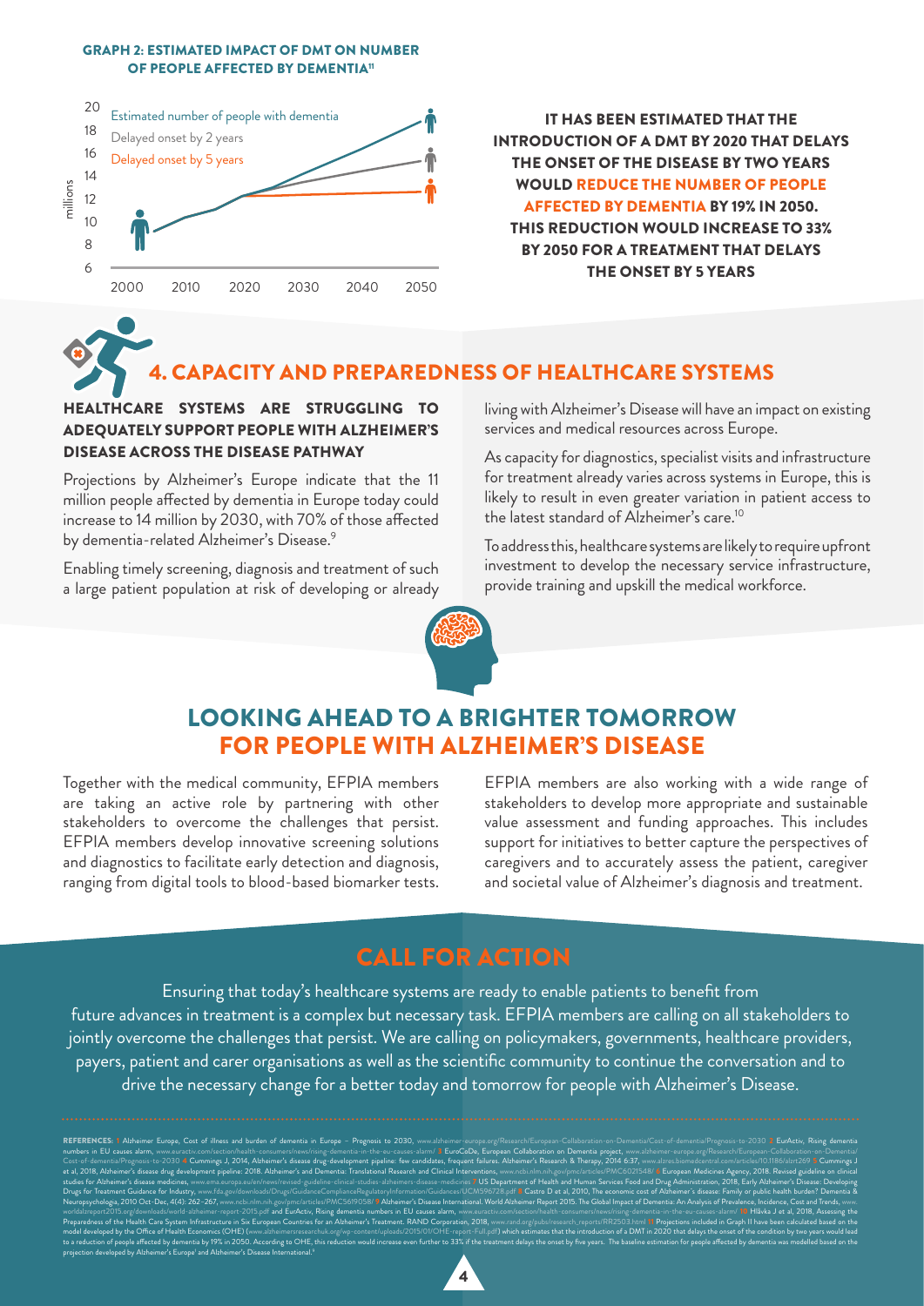#### GRAPH 2: ESTIMATED IMPACT OF DMT ON NUMBER OF PEOPLE AFFECTED BY DEMENTIA[11]

Estimated number of people with dementia
Delayed onset by 2 years
Delayed onset by 5 years

millions
20
18
16
14
12
10
8
6

2000 2010 2020 2030 2040 2050

**IT HAS BEEN ESTIMATED THAT THE INTRODUCTION OF A DMT BY 2020 THAT DELAYS THE ONSET OF THE DISEASE BY TWO YEARS WOULD REDUCE THE NUMBER OF PEOPLE AFFECTED BY DEMENTIA BY 19% IN 2050. THIS REDUCTION WOULD INCREASE TO 33% BY 2050 FOR A TREATMENT THAT DELAYS THE ONSET BY 5 YEARS**

## 4. CAPACITY AND PREPAREDNESS OF HEALTHCARE SYSTEMS

### HEALTHCARE SYSTEMS ARE STRUGGLING TO ADEQUATELY SUPPORT PEOPLE WITH ALZHEIMER'S DISEASE ACROSS THE DISEASE PATHWAY

Projections by Alzheimer's Europe indicate that the 11 million people affected by dementia in Europe today could increase to 14 million by 2030, with 70% of those affected by dementia-related Alzheimer's Disease.[9]

Enabling timely screening, diagnosis and treatment of such a large patient population at risk of developing or already living with Alzheimer's Disease will have an impact on existing services and medical resources across Europe.

As capacity for diagnostics, specialist visits and infrastructure for treatment already varies across systems in Europe, this is likely to result in even greater variation in patient access to the latest standard of Alzheimer's care.[10]

To address this, healthcare systems are likely to require upfront investment to develop the necessary service infrastructure, provide training and upskill the medical workforce.

## LOOKING AHEAD TO A BRIGHTER TOMORROW FOR PEOPLE WITH ALZHEIMER'S DISEASE

Together with the medical community, EFPIA members are taking an active role by partnering with other stakeholders to overcome the challenges that persist. EFPIA members develop innovative screening solutions and diagnostics to facilitate early detection and diagnosis, ranging from digital tools to blood-based biomarker tests.

EFPIA members are also working with a wide range of stakeholders to develop more appropriate and sustainable value assessment and funding approaches. This includes support for initiatives to better capture the perspectives of caregivers and to accurately assess the patient, caregiver and societal value of Alzheimer's diagnosis and treatment.

## CALL FOR ACTION

Ensuring that today's healthcare systems are ready to enable patients to benefit from future advances in treatment is a complex but necessary task. EFPIA members are calling on all stakeholders to jointly overcome the challenges that persist. We are calling on policymakers, governments, healthcare providers, payers, patient and carer organisations as well as the scientific community to continue the conversation and to drive the necessary change for a better today and tomorrow for people with Alzheimer's Disease.

**REFERENCES:** 1 Alzheimer Europe, Cost of illness and burden of dementia in Europe – Prognosis to 2030, www.alzheimer-europe.org/Research/European-Collaboration-on-Dementia/Cost-of-dementia/Prognosis-to-2030 2 EurActiv, Rising dementia numbers in EU causes alarm, www.euractiv.com/section/health-consumers/news/rising-dementia-in-the-eu-causes-alarm/ 3 EuroCoDe, European Collaboration on Dementia project, www.alzheimer-europe.org/Research/European-Collaboration-on-Dementia/Cost-of-dementia/Prognosis-to-2030 4 Cummings J, 2014, Alzheimer's disease drug-development pipeline: few candidates, frequent failures. Alzheimer's Research & Therapy, 2014 6:37, www.alzres.biomedcentral.com/articles/10.1186/alzrt269 5 Cummings J et al, 2018, Alzheimer's disease drug development pipeline: 2018. Alzheimer's and Dementia: Translational Research and Clinical Interventions, www.ncbi.nlm.nih.gov/pmc/articles/PMC6021548/ 6 European Medicines Agency, 2018. Revised guideline on clinical studies for Alzheimer's disease medicines, www.ema.europa.eu/en/news/revised-guideline-clinical-studies-alzheimers-disease-medicines 7 US Department of Health and Human Services Food and Drug Administration, 2018, Early Alzheimer's Disease: Developing Drugs for Treatment Guidance for Industry, www.fda.gov/downloads/Drugs/GuidanceComplianceRegulatoryInformation/Guidances/UCM596728.pdf 8 Castro D et al, 2010, The economic cost of Alzheimer's disease: Family or public health burden? Dementia & Neuropsychologia, 2010 Oct-Dec, 4(4): 262–267, www.ncbi.nlm.nih.gov/pmc/articles/PMC5619058/ 9 Alzheimer's Disease International. World Alzheimer Report 2015. The Global Impact of Dementia: An Analysis of Prevalence, Incidence, Cost and Trends, www.worldalzreport2015.org/downloads/world-alzheimer-report-2015.pdf and EurActiv, Rising dementia numbers in EU causes alarm, www.euractiv.com/section/health-consumers/news/rising-dementia-in-the-eu-causes-alarm/ 10 Hlávka J et al, 2018, Assessing the Preparedness of the Health Care System Infrastructure in Six European Countries for an Alzheimer's Treatment. RAND Corporation, 2018, www.rand.org/pubs/research_reports/RR2503.html 11 Projections included in Graph II have been calculated based on the model developed by the Office of Health Economics (OHE) (www.alzheimersresearchuk.org/wp-content/uploads/2015/01/OHE-report-Full.pdf) which estimates that the introduction of a DMT in 2020 that delays the onset of the condition by two years would lead to a reduction of people affected by dementia by 19% in 2050. According to OHE, this reduction would increase even further to 33% if the treatment delays the onset by five years. The baseline estimation for people affected by dementia was modelled based on the projection developed by Alzheimer's Europe[1] and Alzheimer's Disease International.[9]